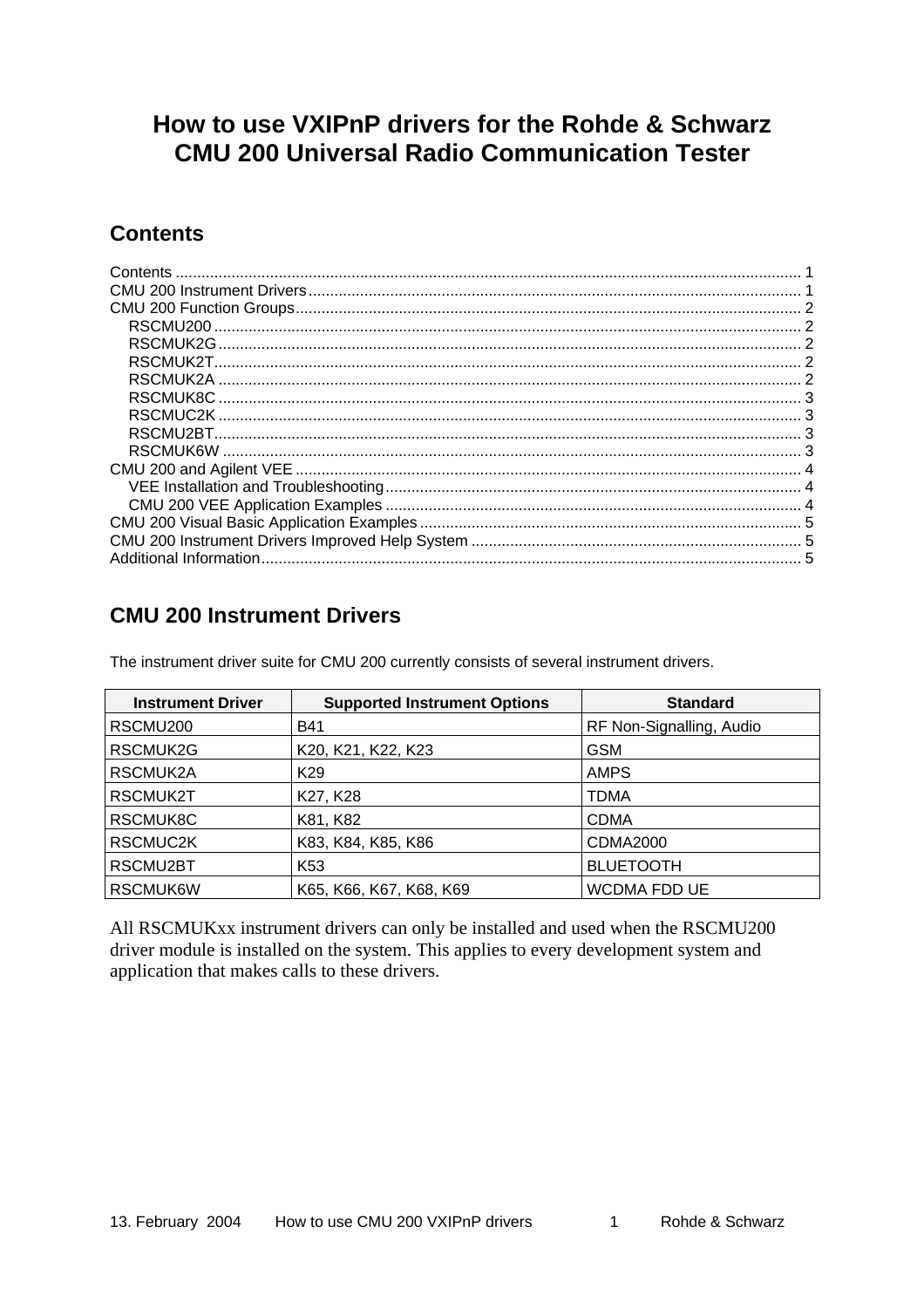# How to use VXIPnP drivers for the Rohde & Schwarz CMU 200 Universal Radio Communication Tester

## Contents

Contents ........................................................................................................................................ 1
CMU 200 Instrument Drivers ........................................................................................................ 1
CMU 200 Function Groups ........................................................................................................... 2
- RSCMU200 ................................................................................................................................ 2
- RSCMUK2G ............................................................................................................................... 2
- RSCMUK2T ................................................................................................................................ 2
- RSCMUK2A ............................................................................................................................... 2
- RSCMUK8C ............................................................................................................................... 3
- RSCMUC2K ............................................................................................................................... 3
- RSCMU2BT ................................................................................................................................ 3
- RSCMUK6W .............................................................................................................................. 3

CMU 200 and Agilent VEE ............................................................................................................ 4
- VEE Installation and Troubleshooting ....................................................................................... 4
- CMU 200 VEE Application Examples ....................................................................................... 4

CMU 200 Visual Basic Application Examples ............................................................................... 5
CMU 200 Instrument Drivers Improved Help System ................................................................... 5
Additional Information ................................................................................................................... 5

## CMU 200 Instrument Drivers

The instrument driver suite for CMU 200 currently consists of several instrument drivers.

| Instrument Driver | Supported Instrument Options | Standard |
|---|---|---|
| RSCMU200 | B41 | RF Non-Signalling, Audio |
| RSCMUK2G | K20, K21, K22, K23 | GSM |
| RSCMUK2A | K29 | AMPS |
| RSCMUK2T | K27, K28 | TDMA |
| RSCMUK8C | K81, K82 | CDMA |
| RSCMUC2K | K83, K84, K85, K86 | CDMA2000 |
| RSCMU2BT | K53 | BLUETOOTH |
| RSCMUK6W | K65, K66, K67, K68, K69 | WCDMA FDD UE |

All RSCMUKxx instrument drivers can only be installed and used when the RSCMU200 driver module is installed on the system. This applies to every development system and application that makes calls to these drivers.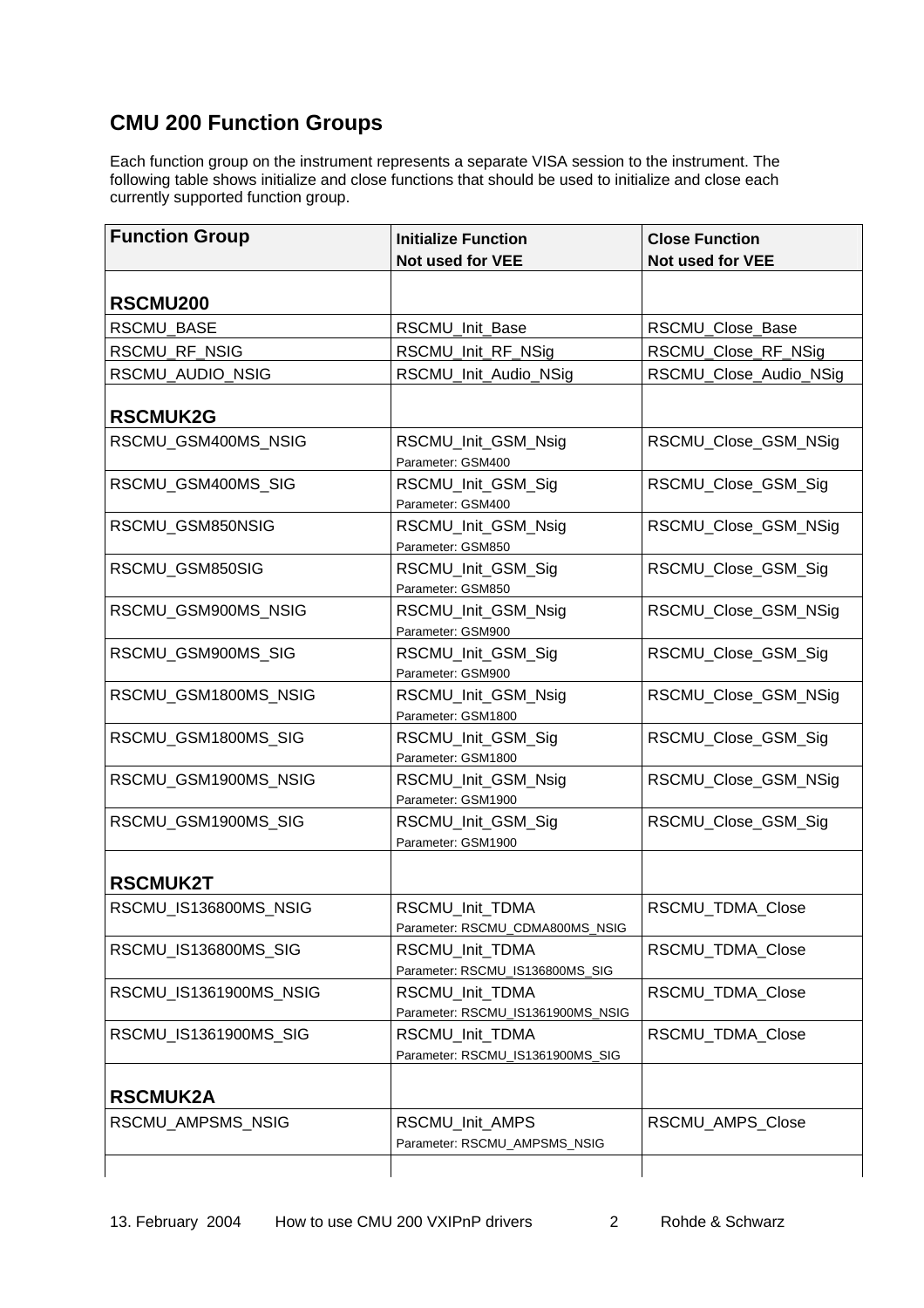## CMU 200 Function Groups

Each function group on the instrument represents a separate VISA session to the instrument. The following table shows initialize and close functions that should be used to initialize and close each currently supported function group.

| Function Group | Initialize Function Not used for VEE | Close Function Not used for VEE |
|---|---|---|
| **RSCMU200** | | |
| RSCMU_BASE | RSCMU_Init_Base | RSCMU_Close_Base |
| RSCMU_RF_NSIG | RSCMU_Init_RF_NSig | RSCMU_Close_RF_NSig |
| RSCMU_AUDIO_NSIG | RSCMU_Init_Audio_NSig | RSCMU_Close_Audio_NSig |
| **RSCMUK2G** | | |
| RSCMU_GSM400MS_NSIG | RSCMU_Init_GSM_Nsig Parameter: GSM400 | RSCMU_Close_GSM_NSig |
| RSCMU_GSM400MS_SIG | RSCMU_Init_GSM_Sig Parameter: GSM400 | RSCMU_Close_GSM_Sig |
| RSCMU_GSM850NSIG | RSCMU_Init_GSM_Nsig Parameter: GSM850 | RSCMU_Close_GSM_NSig |
| RSCMU_GSM850SIG | RSCMU_Init_GSM_Sig Parameter: GSM850 | RSCMU_Close_GSM_Sig |
| RSCMU_GSM900MS_NSIG | RSCMU_Init_GSM_Nsig Parameter: GSM900 | RSCMU_Close_GSM_NSig |
| RSCMU_GSM900MS_SIG | RSCMU_Init_GSM_Sig Parameter: GSM900 | RSCMU_Close_GSM_Sig |
| RSCMU_GSM1800MS_NSIG | RSCMU_Init_GSM_Nsig Parameter: GSM1800 | RSCMU_Close_GSM_NSig |
| RSCMU_GSM1800MS_SIG | RSCMU_Init_GSM_Sig Parameter: GSM1800 | RSCMU_Close_GSM_Sig |
| RSCMU_GSM1900MS_NSIG | RSCMU_Init_GSM_Nsig Parameter: GSM1900 | RSCMU_Close_GSM_NSig |
| RSCMU_GSM1900MS_SIG | RSCMU_Init_GSM_Sig Parameter: GSM1900 | RSCMU_Close_GSM_Sig |
| **RSCMUK2T** | | |
| RSCMU_IS136800MS_NSIG | RSCMU_Init_TDMA Parameter: RSCMU_CDMA800MS_NSIG | RSCMU_TDMA_Close |
| RSCMU_IS136800MS_SIG | RSCMU_Init_TDMA Parameter: RSCMU_IS136800MS_SIG | RSCMU_TDMA_Close |
| RSCMU_IS1361900MS_NSIG | RSCMU_Init_TDMA Parameter: RSCMU_IS1361900MS_NSIG | RSCMU_TDMA_Close |
| RSCMU_IS1361900MS_SIG | RSCMU_Init_TDMA Parameter: RSCMU_IS1361900MS_SIG | RSCMU_TDMA_Close |
| **RSCMUK2A** | | |
| RSCMU_AMPSMS_NSIG | RSCMU_Init_AMPS Parameter: RSCMU_AMPSMS_NSIG | RSCMU_AMPS_Close |
| | | |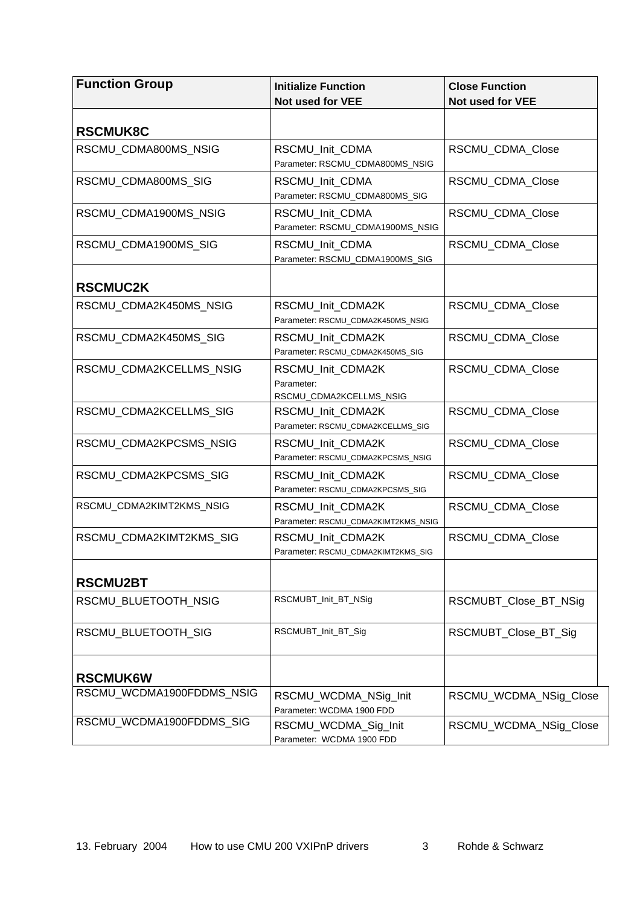| Function Group | Initialize Function<br>Not used for VEE | Close Function<br>Not used for VEE |
|---|---|---|
| **RSCMUK8C** | | |
| RSCMU_CDMA800MS_NSIG | RSCMU_Init_CDMA<br>Parameter: RSCMU_CDMA800MS_NSIG | RSCMU_CDMA_Close |
| RSCMU_CDMA800MS_SIG | RSCMU_Init_CDMA<br>Parameter: RSCMU_CDMA800MS_SIG | RSCMU_CDMA_Close |
| RSCMU_CDMA1900MS_NSIG | RSCMU_Init_CDMA<br>Parameter: RSCMU_CDMA1900MS_NSIG | RSCMU_CDMA_Close |
| RSCMU_CDMA1900MS_SIG | RSCMU_Init_CDMA<br>Parameter: RSCMU_CDMA1900MS_SIG | RSCMU_CDMA_Close |
| **RSCMUC2K** | | |
| RSCMU_CDMA2K450MS_NSIG | RSCMU_Init_CDMA2K<br>Parameter: RSCMU_CDMA2K450MS_NSIG | RSCMU_CDMA_Close |
| RSCMU_CDMA2K450MS_SIG | RSCMU_Init_CDMA2K<br>Parameter: RSCMU_CDMA2K450MS_SIG | RSCMU_CDMA_Close |
| RSCMU_CDMA2KCELLMS_NSIG | RSCMU_Init_CDMA2K<br>Parameter:<br>RSCMU_CDMA2KCELLMS_NSIG | RSCMU_CDMA_Close |
| RSCMU_CDMA2KCELLMS_SIG | RSCMU_Init_CDMA2K<br>Parameter: RSCMU_CDMA2KCELLMS_SIG | RSCMU_CDMA_Close |
| RSCMU_CDMA2KPCSMS_NSIG | RSCMU_Init_CDMA2K<br>Parameter: RSCMU_CDMA2KPCSMS_NSIG | RSCMU_CDMA_Close |
| RSCMU_CDMA2KPCSMS_SIG | RSCMU_Init_CDMA2K<br>Parameter: RSCMU_CDMA2KPCSMS_SIG | RSCMU_CDMA_Close |
| RSCMU_CDMA2KIMT2KMS_NSIG | RSCMU_Init_CDMA2K<br>Parameter: RSCMU_CDMA2KIMT2KMS_NSIG | RSCMU_CDMA_Close |
| RSCMU_CDMA2KIMT2KMS_SIG | RSCMU_Init_CDMA2K<br>Parameter: RSCMU_CDMA2KIMT2KMS_SIG | RSCMU_CDMA_Close |
| **RSCMU2BT** | | |
| RSCMU_BLUETOOTH_NSIG | RSCMUBT_Init_BT_NSig | RSCMUBT_Close_BT_NSig |
| RSCMU_BLUETOOTH_SIG | RSCMUBT_Init_BT_Sig | RSCMUBT_Close_BT_Sig |
| **RSCMUK6W** | | |
| RSCMU_WCDMA1900FDDMS_NSIG | RSCMU_WCDMA_NSig_Init<br>Parameter: WCDMA 1900 FDD | RSCMU_WCDMA_NSig_Close |
| RSCMU_WCDMA1900FDDMS_SIG | RSCMU_WCDMA_Sig_Init<br>Parameter: WCDMA 1900 FDD | RSCMU_WCDMA_NSig_Close |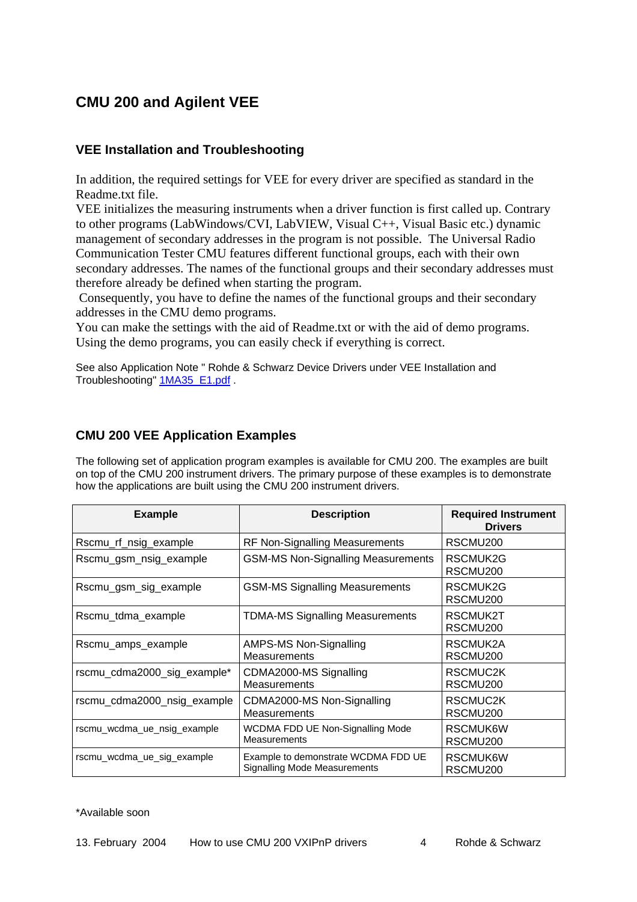## CMU 200 and Agilent VEE

### VEE Installation and Troubleshooting

In addition, the required settings for VEE for every driver are specified as standard in the Readme.txt file.
VEE initializes the measuring instruments when a driver function is first called up. Contrary to other programs (LabWindows/CVI, LabVIEW, Visual C++, Visual Basic etc.) dynamic management of secondary addresses in the program is not possible. The Universal Radio Communication Tester CMU features different functional groups, each with their own secondary addresses. The names of the functional groups and their secondary addresses must therefore already be defined when starting the program.
Consequently, you have to define the names of the functional groups and their secondary addresses in the CMU demo programs.
You can make the settings with the aid of Readme.txt or with the aid of demo programs. Using the demo programs, you can easily check if everything is correct.

See also Application Note " Rohde & Schwarz Device Drivers under VEE Installation and Troubleshooting" [1MA35_E1.pdf](1MA35_E1.pdf) .

### CMU 200 VEE Application Examples

The following set of application program examples is available for CMU 200. The examples are built on top of the CMU 200 instrument drivers. The primary purpose of these examples is to demonstrate how the applications are built using the CMU 200 instrument drivers.

| Example | Description | Required Instrument Drivers |
|---|---|---|
| Rscmu_rf_nsig_example | RF Non-Signalling Measurements | RSCMU200 |
| Rscmu_gsm_nsig_example | GSM-MS Non-Signalling Measurements | RSCMUK2G RSCMU200 |
| Rscmu_gsm_sig_example | GSM-MS Signalling Measurements | RSCMUK2G RSCMU200 |
| Rscmu_tdma_example | TDMA-MS Signalling Measurements | RSCMUK2T RSCMU200 |
| Rscmu_amps_example | AMPS-MS Non-Signalling Measurements | RSCMUK2A RSCMU200 |
| rscmu_cdma2000_sig_example* | CDMA2000-MS Signalling Measurements | RSCMUC2K RSCMU200 |
| rscmu_cdma2000_nsig_example | CDMA2000-MS Non-Signalling Measurements | RSCMUC2K RSCMU200 |
| rscmu_wcdma_ue_nsig_example | WCDMA FDD UE Non-Signalling Mode Measurements | RSCMUK6W RSCMU200 |
| rscmu_wcdma_ue_sig_example | Example to demonstrate WCDMA FDD UE Signalling Mode Measurements | RSCMUK6W RSCMU200 |

*Available soon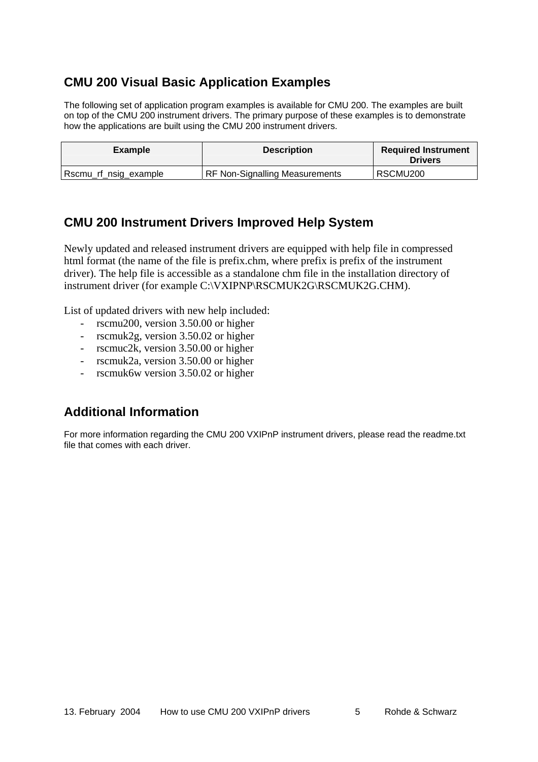## CMU 200 Visual Basic Application Examples

The following set of application program examples is available for CMU 200. The examples are built on top of the CMU 200 instrument drivers. The primary purpose of these examples is to demonstrate how the applications are built using the CMU 200 instrument drivers.

| Example | Description | Required Instrument Drivers |
|---|---|---|
| Rscmu_rf_nsig_example | RF Non-Signalling Measurements | RSCMU200 |

## CMU 200 Instrument Drivers Improved Help System

Newly updated and released instrument drivers are equipped with help file in compressed html format (the name of the file is prefix.chm, where prefix is prefix of the instrument driver). The help file is accessible as a standalone chm file in the installation directory of instrument driver (for example C:\VXIPNP\RSCMUK2G\RSCMUK2G.CHM).

List of updated drivers with new help included:

- rscmu200, version 3.50.00 or higher
- rscmuk2g, version 3.50.02 or higher
- rscmuc2k, version 3.50.00 or higher
- rscmuk2a, version 3.50.00 or higher
- rscmuk6w version 3.50.02 or higher

## Additional Information

For more information regarding the CMU 200 VXIPnP instrument drivers, please read the readme.txt file that comes with each driver.